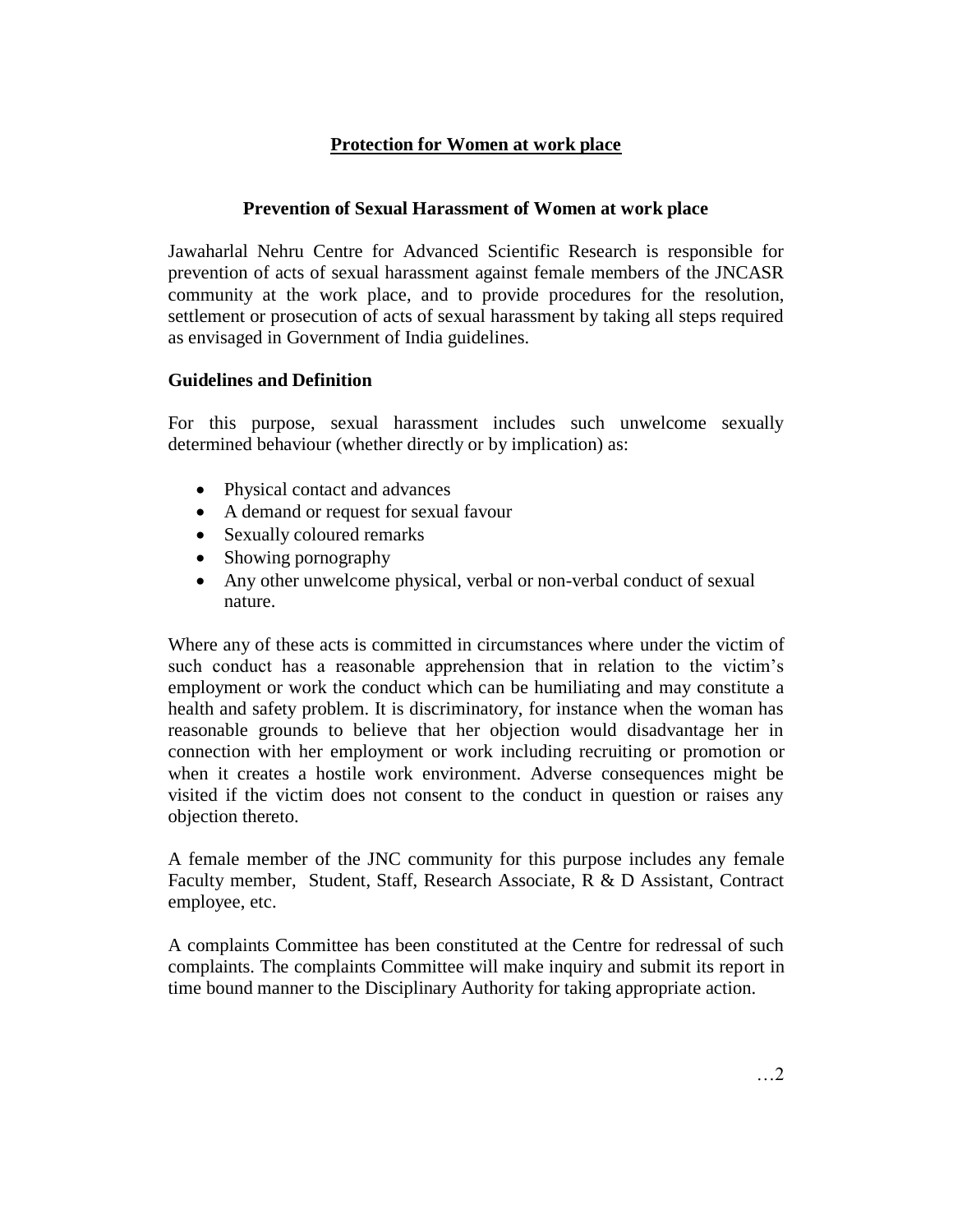# Protection for Women at work place

## Prevention of Sexual Harassment of Women at work place

Jawaharlal Nehru Centre for Advanced Scientific Research is responsible for prevention of acts of sexual harassment against female members of the JNCASR community at the work place, and to provide procedures for the resolution, settlement or prosecution of acts of sexual harassment by taking all steps required as envisaged in Government of India guidelines.

### Guidelines and Definition

For this purpose, sexual harassment includes such unwelcome sexually determined behaviour (whether directly or by implication) as:

- Physical contact and advances
- A demand or request for sexual favour
- Sexually coloured remarks
- Showing pornography
- Any other unwelcome physical, verbal or non-verbal conduct of sexual nature.

Where any of these acts is committed in circumstances where under the victim of such conduct has a reasonable apprehension that in relation to the victim's employment or work the conduct which can be humiliating and may constitute a health and safety problem. It is discriminatory, for instance when the woman has reasonable grounds to believe that her objection would disadvantage her in connection with her employment or work including recruiting or promotion or when it creates a hostile work environment. Adverse consequences might be visited if the victim does not consent to the conduct in question or raises any objection thereto.

A female member of the JNC community for this purpose includes any female Faculty member, Student, Staff, Research Associate, R & D Assistant, Contract employee, etc.

A complaints Committee has been constituted at the Centre for redressal of such complaints. The complaints Committee will make inquiry and submit its report in time bound manner to the Disciplinary Authority for taking appropriate action.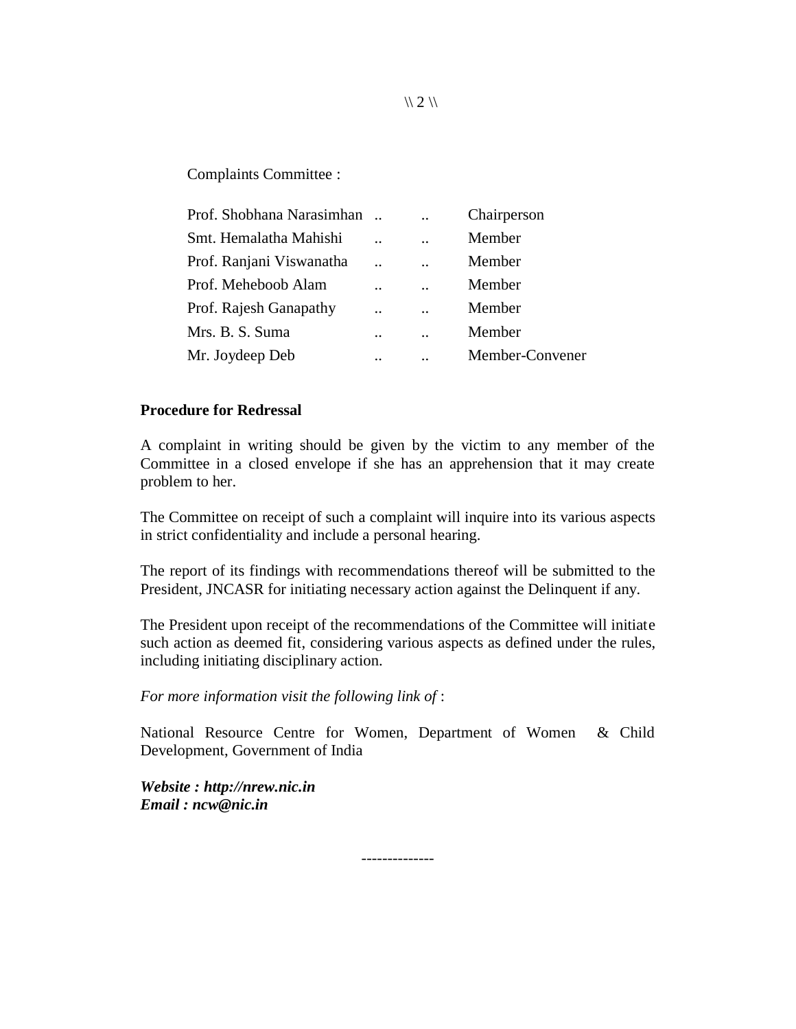Complaints Committee :

| | | | |
|---|---|---|---|
| Prof. Shobhana Narasimhan | .. | .. | Chairperson |
| Smt. Hemalatha Mahishi | .. | .. | Member |
| Prof. Ranjani Viswanatha | .. | .. | Member |
| Prof. Meheboob Alam | .. | .. | Member |
| Prof. Rajesh Ganapathy | .. | .. | Member |
| Mrs. B. S. Suma | .. | .. | Member |
| Mr. Joydeep Deb | .. | .. | Member-Convener |

**Procedure for Redressal**

A complaint in writing should be given by the victim to any member of the Committee in a closed envelope if she has an apprehension that it may create problem to her.

The Committee on receipt of such a complaint will inquire into its various aspects in strict confidentiality and include a personal hearing.

The report of its findings with recommendations thereof will be submitted to the President, JNCASR for initiating necessary action against the Delinquent if any.

The President upon receipt of the recommendations of the Committee will initiate such action as deemed fit, considering various aspects as defined under the rules, including initiating disciplinary action.

*For more information visit the following link of* :

National Resource Centre for Women, Department of Women & Child Development, Government of India

***Website : http://nrew.nic.in***
***Email : ncw@nic.in***

--------------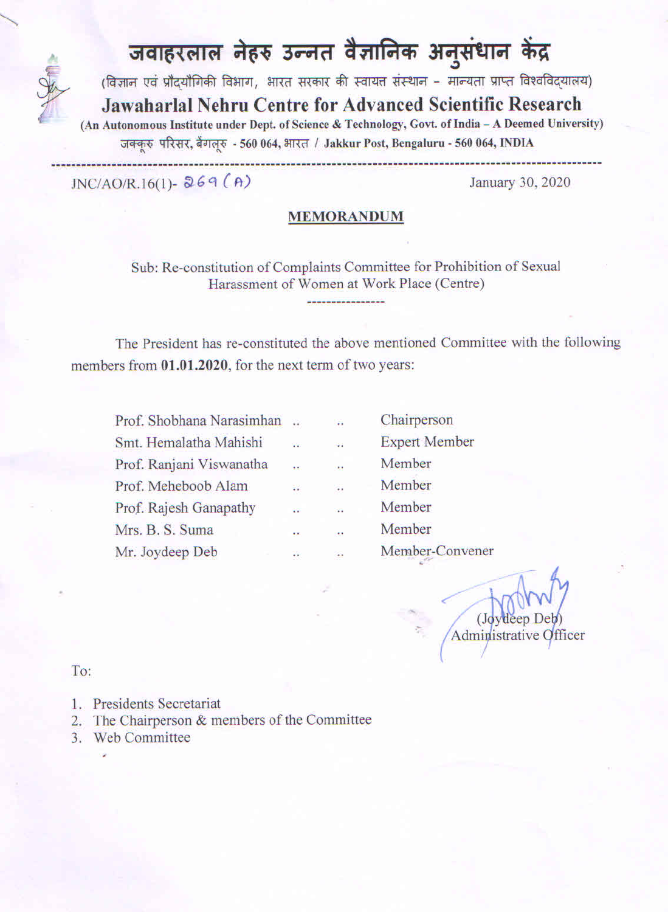# जवाहरलाल नेहरु उन्नत वैज्ञानिक अनुसंधान केंद्र

(विज्ञान एवं प्रौद्योगिकी विभाग, भारत सरकार की स्वायत्त संस्थान - मान्यता प्राप्त विश्वविद्यालय)

## Jawaharlal Nehru Centre for Advanced Scientific Research

**(An Autonomous Institute under Dept. of Science & Technology, Govt. of India – A Deemed University)**

जक्कूरु परिसर, बेंगलूरु - **560 064, भारत / Jakkur Post, Bengaluru - 560 064, INDIA**

---

JNC/AO/R.16(1)- 269 (A)

January 30, 2020

**MEMORANDUM**

Sub: Re-constitution of Complaints Committee for Prohibition of Sexual Harassment of Women at Work Place (Centre)

---

The President has re-constituted the above mentioned Committee with the following members from **01.01.2020**, for the next term of two years:

| | | |
|---|---|---|
| Prof. Shobhana Narasimhan | .. .. | Chairperson |
| Smt. Hemalatha Mahishi | .. .. | Expert Member |
| Prof. Ranjani Viswanatha | .. .. | Member |
| Prof. Meheboob Alam | .. .. | Member |
| Prof. Rajesh Ganapathy | .. .. | Member |
| Mrs. B. S. Suma | .. .. | Member |
| Mr. Joydeep Deb | .. .. | Member-Convener |

(Joydeep Deb)
Administrative Officer

To:

1. Presidents Secretariat
2. The Chairperson & members of the Committee
3. Web Committee